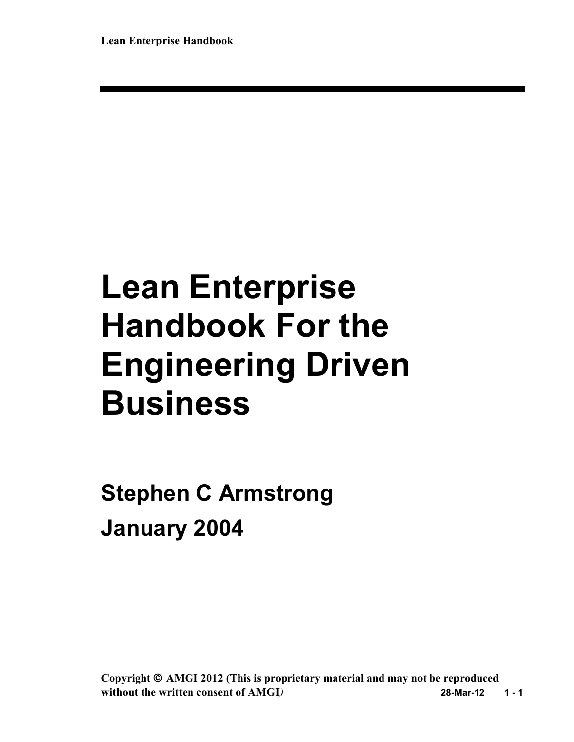# Lean Enterprise Handbook For the Engineering Driven Business

## Stephen C Armstrong

## January 2004

**Copyright © AMGI 2012 (This is proprietary material and may not be reproduced without the written consent of AMGI)**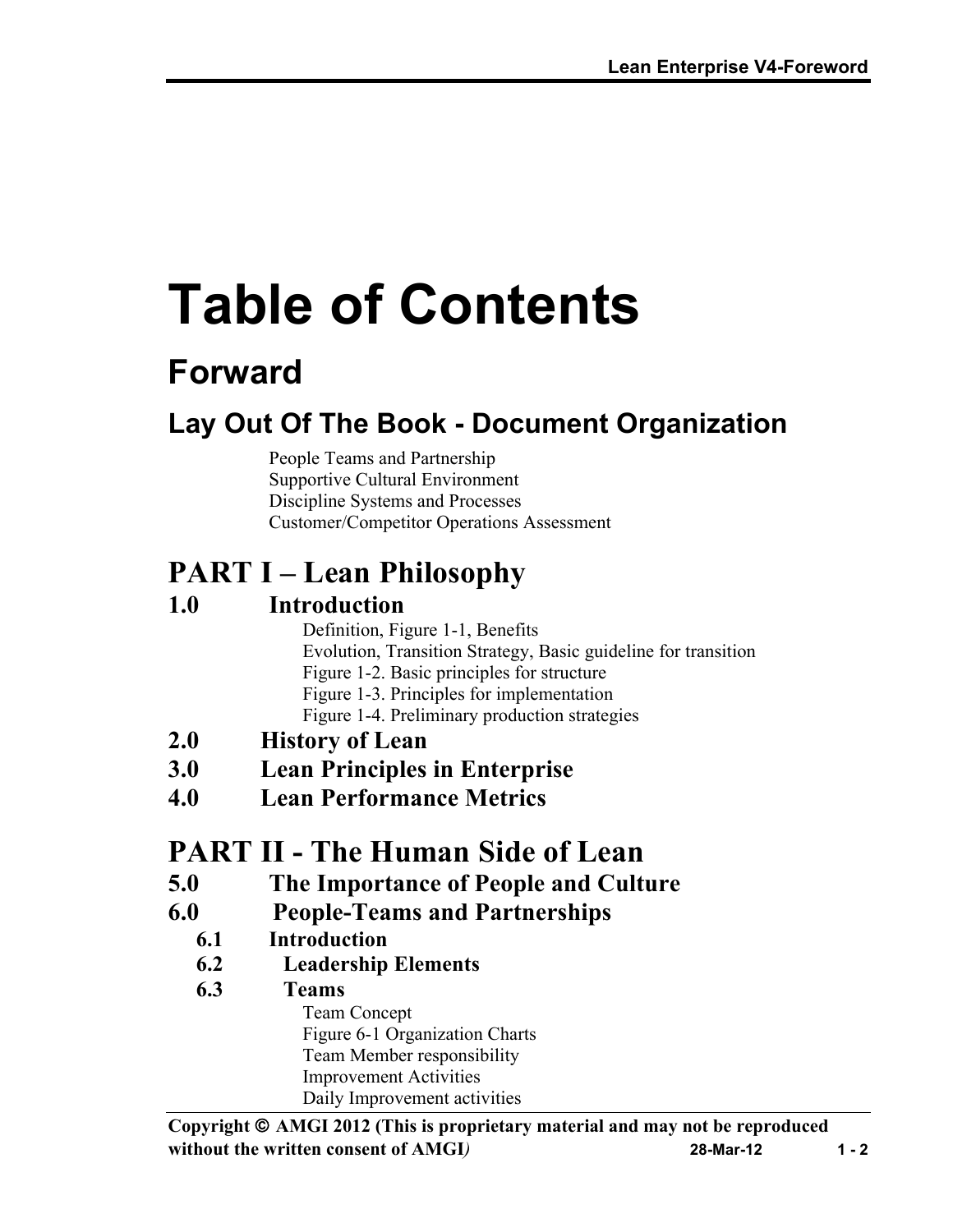# Table of Contents

## Forward

### Lay Out Of The Book - Document Organization

People Teams and Partnership
Supportive Cultural Environment
Discipline Systems and Processes
Customer/Competitor Operations Assessment

## PART I – Lean Philosophy

### 1.0 Introduction

Definition, Figure 1-1, Benefits
Evolution, Transition Strategy, Basic guideline for transition
Figure 1-2. Basic principles for structure
Figure 1-3. Principles for implementation
Figure 1-4. Preliminary production strategies

### 2.0 History of Lean

### 3.0 Lean Principles in Enterprise

### 4.0 Lean Performance Metrics

## PART II - The Human Side of Lean

### 5.0 The Importance of People and Culture

### 6.0 People-Teams and Partnerships

#### 6.1 Introduction

#### 6.2 Leadership Elements

#### 6.3 Teams

Team Concept
Figure 6-1 Organization Charts
Team Member responsibility
Improvement Activities
Daily Improvement activities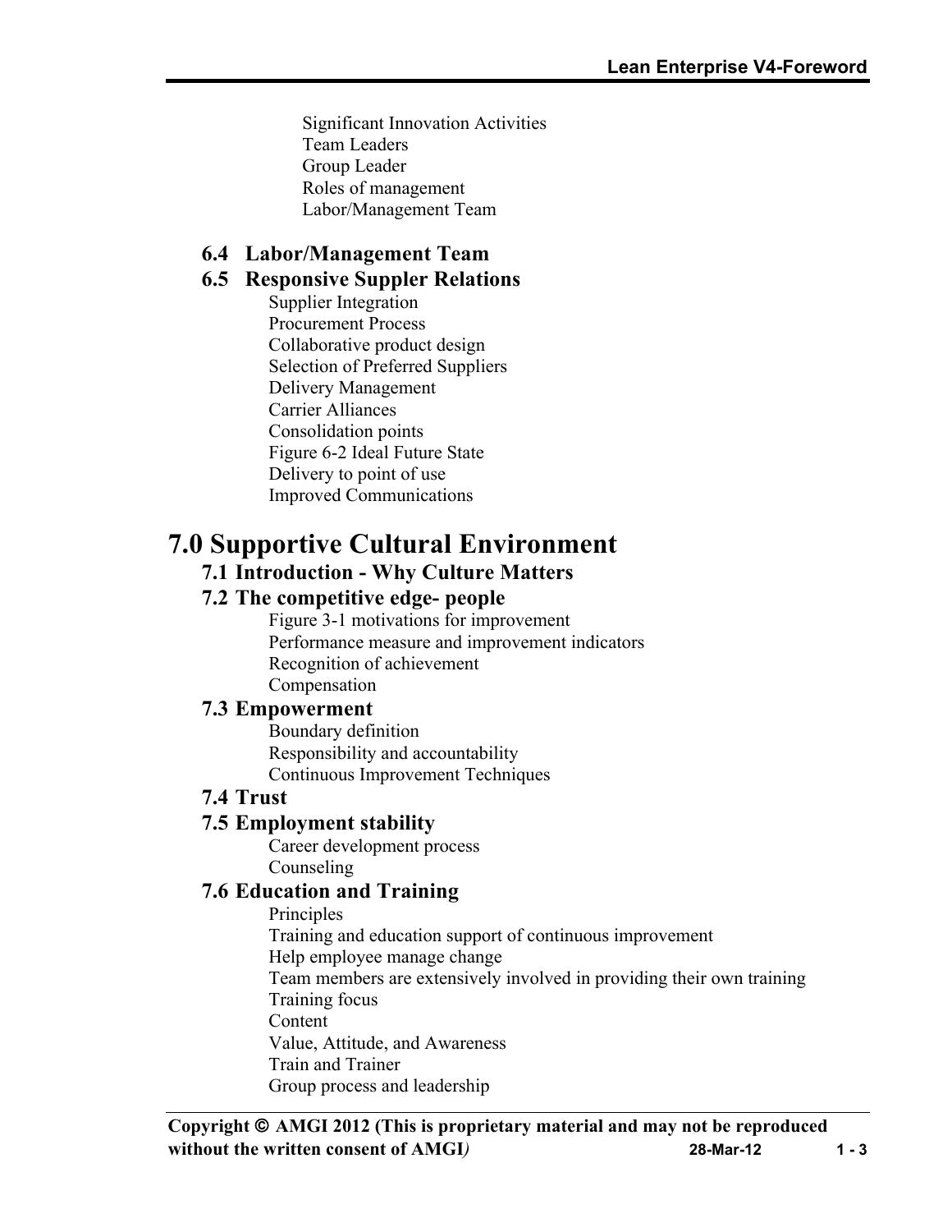Significant Innovation Activities
Team Leaders
Group Leader
Roles of management
Labor/Management Team

### 6.4 Labor/Management Team

### 6.5 Responsive Suppler Relations

Supplier Integration
Procurement Process
Collaborative product design
Selection of Preferred Suppliers
Delivery Management
Carrier Alliances
Consolidation points
Figure 6-2 Ideal Future State
Delivery to point of use
Improved Communications

# 7.0 Supportive Cultural Environment

### 7.1 Introduction - Why Culture Matters

### 7.2 The competitive edge- people

Figure 3-1 motivations for improvement
Performance measure and improvement indicators
Recognition of achievement
Compensation

### 7.3 Empowerment

Boundary definition
Responsibility and accountability
Continuous Improvement Techniques

### 7.4 Trust

### 7.5 Employment stability

Career development process
Counseling

### 7.6 Education and Training

Principles
Training and education support of continuous improvement
Help employee manage change
Team members are extensively involved in providing their own training
Training focus
Content
Value, Attitude, and Awareness
Train and Trainer
Group process and leadership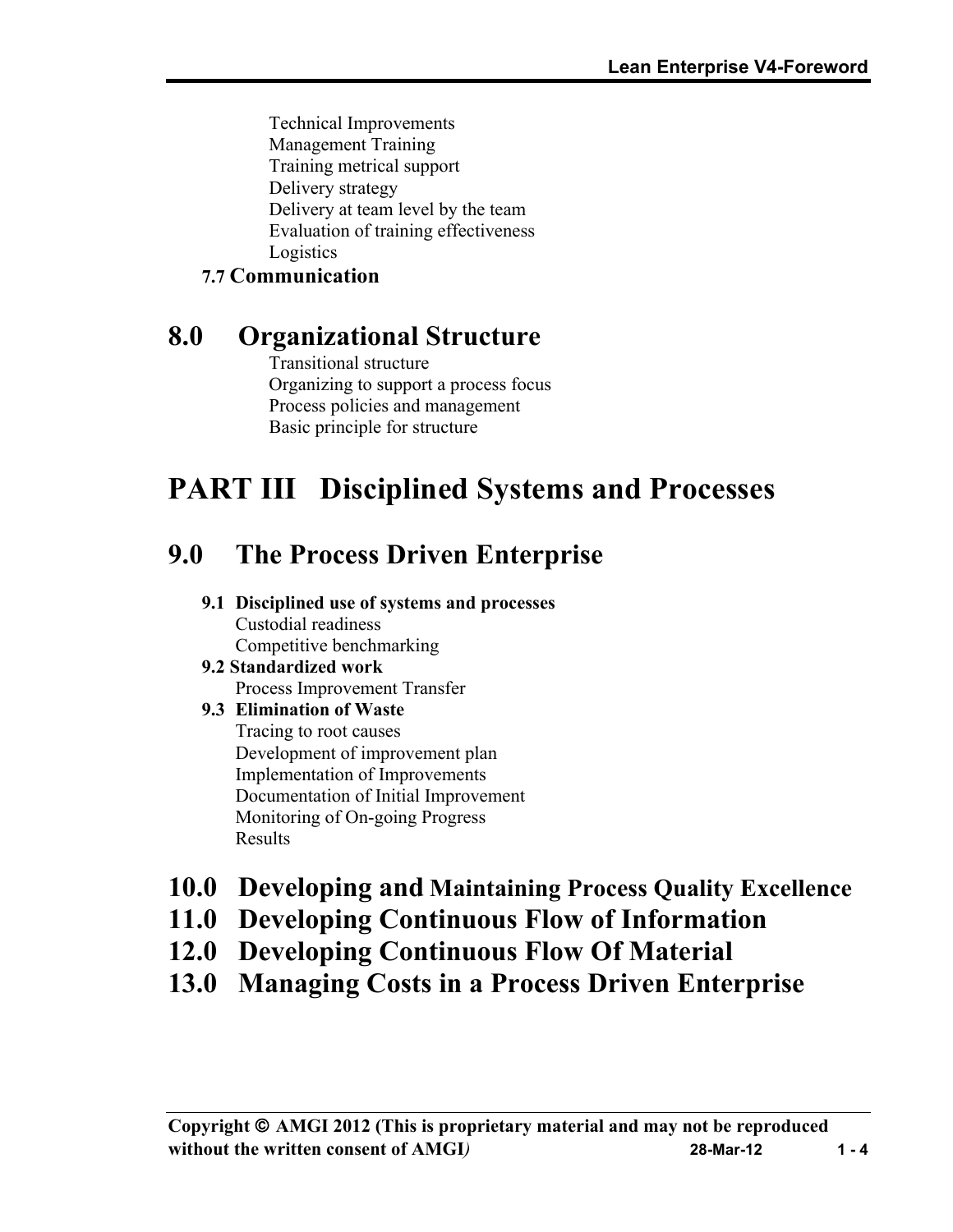Technical Improvements
Management Training
Training metrical support
Delivery strategy
Delivery at team level by the team
Evaluation of training effectiveness
Logistics

### 7.7 Communication

## 8.0 Organizational Structure

Transitional structure
Organizing to support a process focus
Process policies and management
Basic principle for structure

# PART III Disciplined Systems and Processes

## 9.0 The Process Driven Enterprise

### 9.1 Disciplined use of systems and processes

Custodial readiness
Competitive benchmarking

### 9.2 Standardized work

Process Improvement Transfer

### 9.3 Elimination of Waste

Tracing to root causes
Development of improvement plan
Implementation of Improvements
Documentation of Initial Improvement
Monitoring of On-going Progress
Results

## 10.0 Developing and Maintaining Process Quality Excellence

## 11.0 Developing Continuous Flow of Information

## 12.0 Developing Continuous Flow Of Material

## 13.0 Managing Costs in a Process Driven Enterprise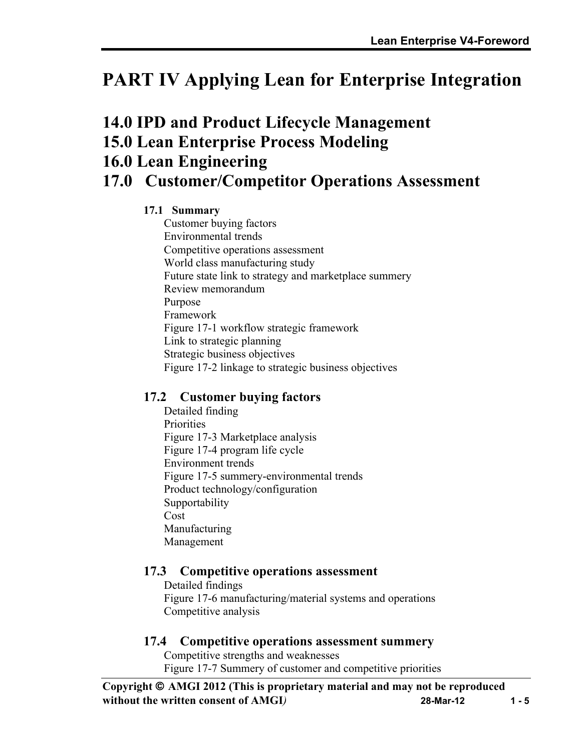# PART IV Applying Lean for Enterprise Integration

## 14.0 IPD and Product Lifecycle Management

## 15.0 Lean Enterprise Process Modeling

## 16.0 Lean Engineering

## 17.0 Customer/Competitor Operations Assessment

### 17.1 Summary

Customer buying factors
Environmental trends
Competitive operations assessment
World class manufacturing study
Future state link to strategy and marketplace summery
Review memorandum
Purpose
Framework
Figure 17-1 workflow strategic framework
Link to strategic planning
Strategic business objectives
Figure 17-2 linkage to strategic business objectives

### 17.2 Customer buying factors

Detailed finding
Priorities
Figure 17-3 Marketplace analysis
Figure 17-4 program life cycle
Environment trends
Figure 17-5 summery-environmental trends
Product technology/configuration
Supportability
Cost
Manufacturing
Management

### 17.3 Competitive operations assessment

Detailed findings
Figure 17-6 manufacturing/material systems and operations
Competitive analysis

### 17.4 Competitive operations assessment summery

Competitive strengths and weaknesses
Figure 17-7 Summery of customer and competitive priorities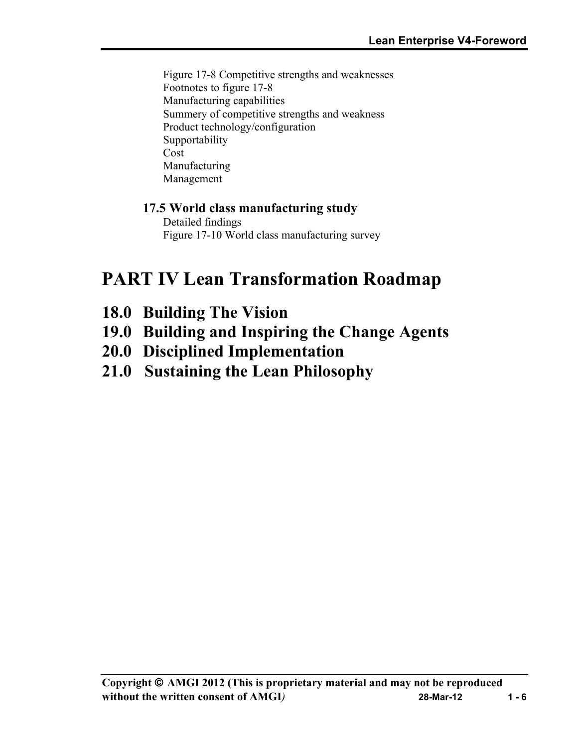Figure 17-8 Competitive strengths and weaknesses
Footnotes to figure 17-8
Manufacturing capabilities
Summery of competitive strengths and weakness
Product technology/configuration
Supportability
Cost
Manufacturing
Management

**17.5 World class manufacturing study**

Detailed findings
Figure 17-10 World class manufacturing survey

# PART IV Lean Transformation Roadmap

## 18.0 Building The Vision

## 19.0 Building and Inspiring the Change Agents

## 20.0 Disciplined Implementation

## 21.0 Sustaining the Lean Philosophy